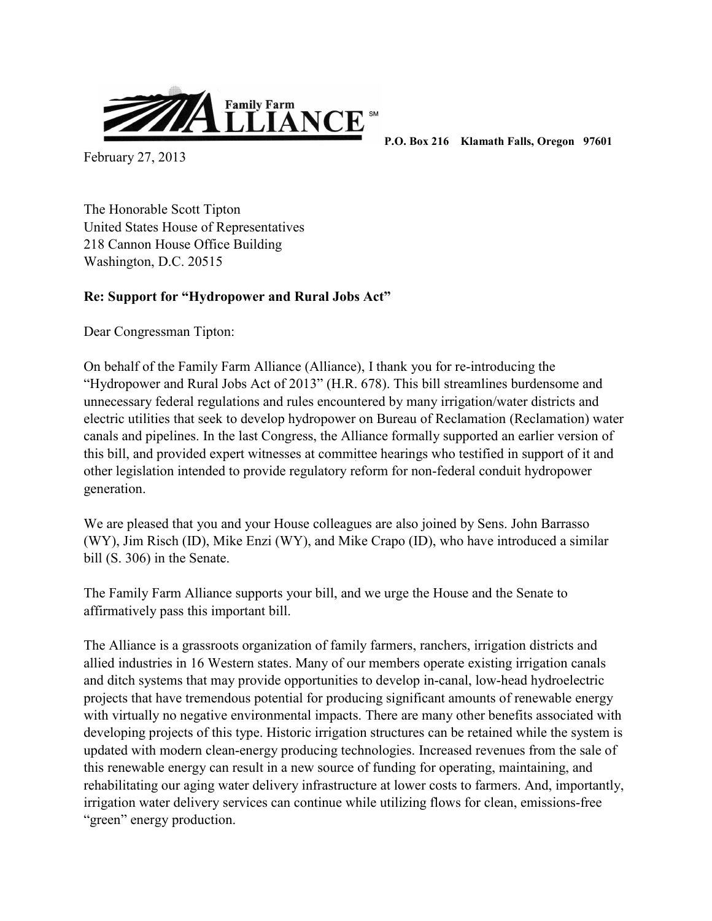**Family Farm ALLIANCE**℠

**P.O. Box 216 Klamath Falls, Oregon 97601**

February 27, 2013

The Honorable Scott Tipton
United States House of Representatives
218 Cannon House Office Building
Washington, D.C. 20515

**Re: Support for "Hydropower and Rural Jobs Act"**

Dear Congressman Tipton:

On behalf of the Family Farm Alliance (Alliance), I thank you for re-introducing the "Hydropower and Rural Jobs Act of 2013" (H.R. 678). This bill streamlines burdensome and unnecessary federal regulations and rules encountered by many irrigation/water districts and electric utilities that seek to develop hydropower on Bureau of Reclamation (Reclamation) water canals and pipelines. In the last Congress, the Alliance formally supported an earlier version of this bill, and provided expert witnesses at committee hearings who testified in support of it and other legislation intended to provide regulatory reform for non-federal conduit hydropower generation.

We are pleased that you and your House colleagues are also joined by Sens. John Barrasso (WY), Jim Risch (ID), Mike Enzi (WY), and Mike Crapo (ID), who have introduced a similar bill (S. 306) in the Senate.

The Family Farm Alliance supports your bill, and we urge the House and the Senate to affirmatively pass this important bill.

The Alliance is a grassroots organization of family farmers, ranchers, irrigation districts and allied industries in 16 Western states. Many of our members operate existing irrigation canals and ditch systems that may provide opportunities to develop in-canal, low-head hydroelectric projects that have tremendous potential for producing significant amounts of renewable energy with virtually no negative environmental impacts. There are many other benefits associated with developing projects of this type. Historic irrigation structures can be retained while the system is updated with modern clean-energy producing technologies. Increased revenues from the sale of this renewable energy can result in a new source of funding for operating, maintaining, and rehabilitating our aging water delivery infrastructure at lower costs to farmers. And, importantly, irrigation water delivery services can continue while utilizing flows for clean, emissions-free "green" energy production.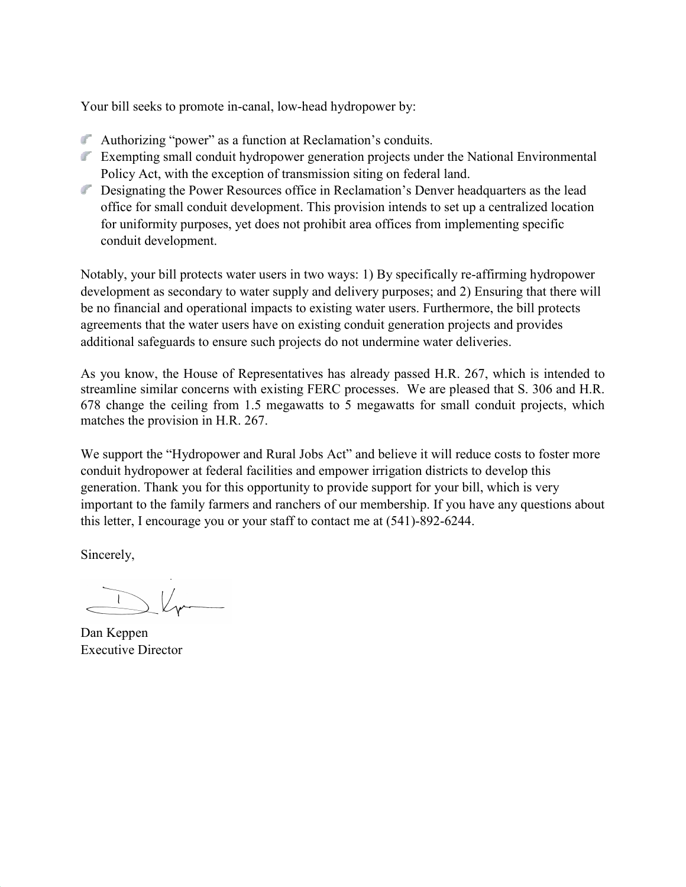Your bill seeks to promote in-canal, low-head hydropower by:

- Authorizing "power" as a function at Reclamation's conduits.
- Exempting small conduit hydropower generation projects under the National Environmental Policy Act, with the exception of transmission siting on federal land.
- Designating the Power Resources office in Reclamation's Denver headquarters as the lead office for small conduit development. This provision intends to set up a centralized location for uniformity purposes, yet does not prohibit area offices from implementing specific conduit development.

Notably, your bill protects water users in two ways: 1) By specifically re-affirming hydropower development as secondary to water supply and delivery purposes; and 2) Ensuring that there will be no financial and operational impacts to existing water users. Furthermore, the bill protects agreements that the water users have on existing conduit generation projects and provides additional safeguards to ensure such projects do not undermine water deliveries.

As you know, the House of Representatives has already passed H.R. 267, which is intended to streamline similar concerns with existing FERC processes. We are pleased that S. 306 and H.R. 678 change the ceiling from 1.5 megawatts to 5 megawatts for small conduit projects, which matches the provision in H.R. 267.

We support the "Hydropower and Rural Jobs Act" and believe it will reduce costs to foster more conduit hydropower at federal facilities and empower irrigation districts to develop this generation. Thank you for this opportunity to provide support for your bill, which is very important to the family farmers and ranchers of our membership. If you have any questions about this letter, I encourage you or your staff to contact me at (541)-892-6244.

Sincerely,

Dan Keppen
Executive Director